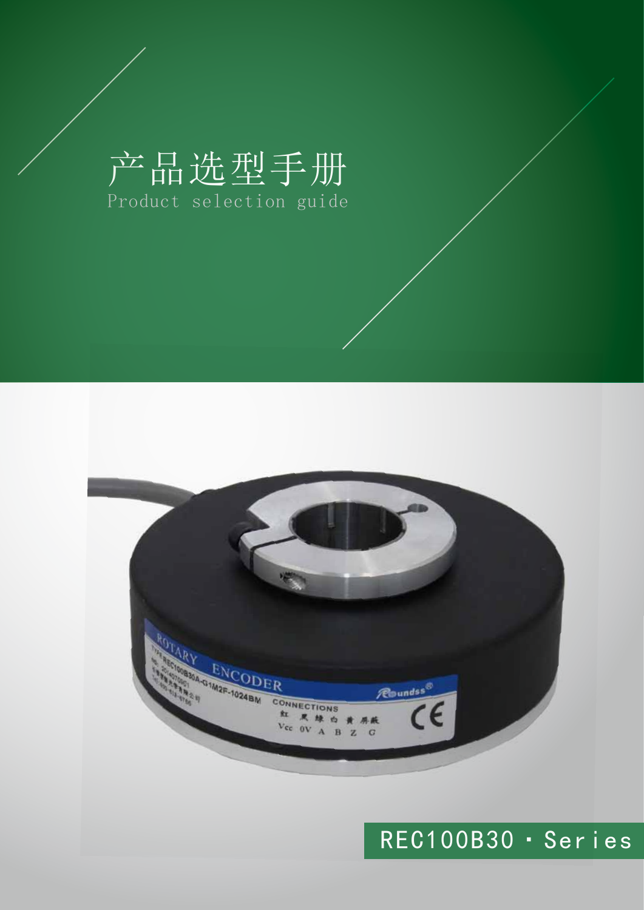# 产品选型手册

Product selection guide

REC100B30・Series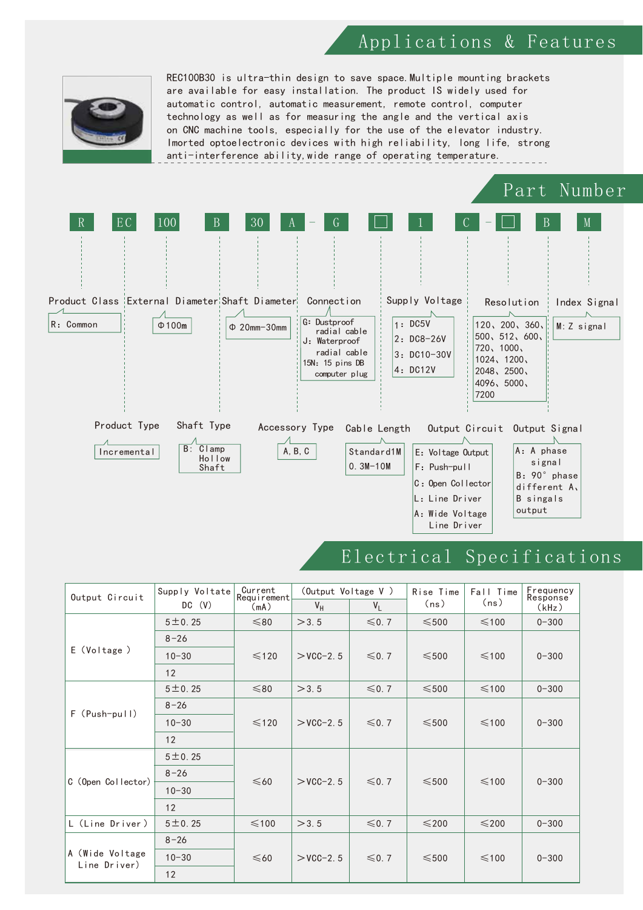## Applications & Features

REC100B30 is ultra-thin design to save space.Multiple mounting brackets are available for easy installation. The product IS widely used for automatic control, automatic measurement, remote control, computer technology as well as for measuring the angle and the vertical axis on CNC machine tools, especially for the use of the elevator industry. Imported optoelectronic devices with high reliability, long life, strong anti-interference ability,wide range of operating temperature.

## Part Number

R EC 100 B 30 A - G □ 1 C - □ B M

- **Product Class** — R: Common
- **Product Type** — Incremental
- **External Diameter** — Φ100m
- **Shaft Type** — B: Clamp Hollow Shaft
- **Shaft Diameter** — Φ 20mm-30mm
- **Accessory Type** — A, B, C
- **Connection** — G: Dustproof radial cable; J: Waterproof radial cable; 15N: 15 pins DB computer plug
- **Cable Length** — Standard1M; 0.3M-10M
- **Supply Voltage** — 1: DC5V; 2: DC8-26V; 3: DC10-30V; 4: DC12V
- **Output Circuit** — E: Voltage Output; F: Push-pull; C: Open Collector; L: Line Driver; A: Wide Voltage Line Driver
- **Resolution** — 120、200、360、500、512、600、720、1000、1024、1200、2048、2500、4096、5000、7200
- **Output Signal** — A: A phase signal; B: 90° phase different A、B singals output
- **Index Signal** — M: Z signal

## Electrical Specifications

| Output Circuit | Supply Voltate DC (V) | Current Requirement (mA) | (Output Voltage V) $V_H$ | $V_L$ | Rise Time (ns) | Fall Time (ns) | Frequency Response (kHz) |
|---|---|---|---|---|---|---|---|
| E (Voltage) | 5±0.25 | ≤80 | >3.5 | ≤0.7 | ≤500 | ≤100 | 0-300 |
| | 8-26 / 10-30 / 12 | ≤120 | >VCC-2.5 | ≤0.7 | ≤500 | ≤100 | 0-300 |
| F (Push-pull) | 5±0.25 | ≤80 | >3.5 | ≤0.7 | ≤500 | ≤100 | 0-300 |
| | 8-26 / 10-30 / 12 | ≤120 | >VCC-2.5 | ≤0.7 | ≤500 | ≤100 | 0-300 |
| C (Open Collector) | 5±0.25 / 8-26 / 10-30 / 12 | ≤60 | >VCC-2.5 | ≤0.7 | ≤500 | ≤100 | 0-300 |
| L (Line Driver) | 5±0.25 | ≤100 | >3.5 | ≤0.7 | ≤200 | ≤200 | 0-300 |
| A (Wide Voltage Line Driver) | 8-26 / 10-30 / 12 | ≤60 | >VCC-2.5 | ≤0.7 | ≤500 | ≤100 | 0-300 |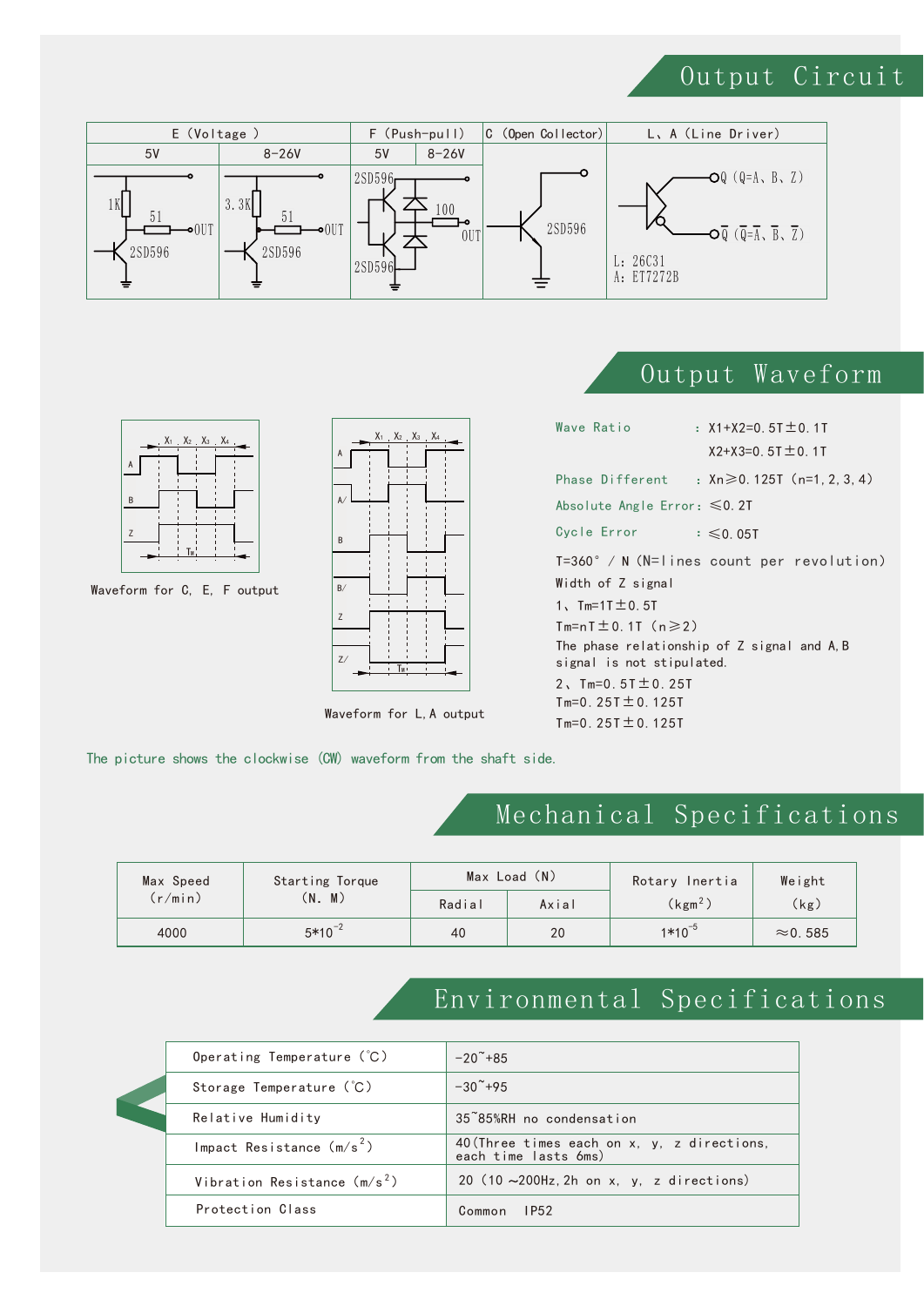## Output Circuit

| E (Voltage) | | F (Push-pull) | | C (Open Collector) | L、A (Line Driver) |
|---|---|---|---|---|---|
| 5V | 8-26V | 5V | 8-26V | | |
| 1K, 51, OUT, 2SD596 | 3.3K, 51, OUT, 2SD596 | 2SD596, 100, OUT, 2SD596 | | 2SD596 | Q (Q=A、B、Z), $\overline{Q}$ ($\overline{Q}$=$\overline{A}$、$\overline{B}$、$\overline{Z}$), L: 26C31, A: ET7272B |

## Output Waveform

Waveform for C, E, F output

Waveform for L,A output

Wave Ratio : X1+X2=0.5T±0.1T

X2+X3=0.5T±0.1T

Phase Different : Xn≥0.125T (n=1,2,3,4)

Absolute Angle Error: ≤0.2T

Cycle Error : ≤0.05T

T=360° / N (N=lines count per revolution)

Width of Z signal

1、Tm=1T±0.5T

Tm=nT±0.1T (n≥2)

The phase relationship of Z signal and A,B signal is not stipulated.

2、Tm=0.5T±0.25T

Tm=0.25T±0.125T

Tm=0.25T±0.125T

The picture shows the clockwise (CW) waveform from the shaft side.

## Mechanical Specifications

| Max Speed (r/min) | Starting Torque (N. M) | Max Load (N) | | Rotary Inertia (kgm$^2$) | Weight (kg) |
|---|---|---|---|---|---|
| | | Radial | Axial | | |
| 4000 | $5*10^{-2}$ | 40 | 20 | $1*10^{-5}$ | ≈0.585 |

## Environmental Specifications

| | |
|---|---|
| Operating Temperature (℃) | -20~+85 |
| Storage Temperature (℃) | -30~+95 |
| Relative Humidity | 35~85%RH no condensation |
| Impact Resistance (m/s$^2$) | 40(Three times each on x, y, z directions, each time lasts 6ms) |
| Vibration Resistance (m/s$^2$) | 20 (10 ~200Hz,2h on x, y, z directions) |
| Protection Class | Common IP52 |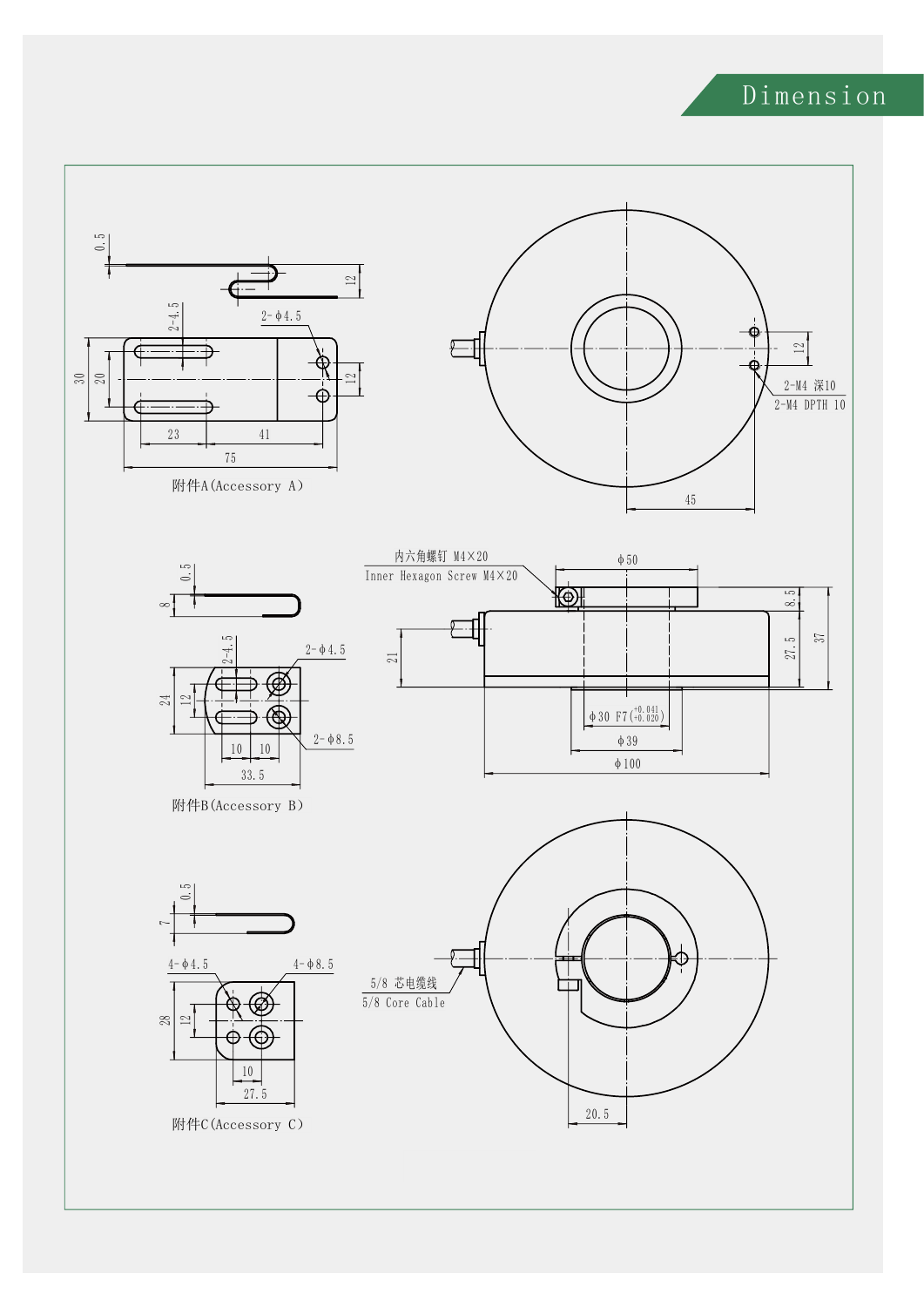# Dimension

附件A(Accessory A)

2-ϕ4.5

2-M4 深10

2-M4 DPTH 10

内六角螺钉 M4×20

Inner Hexagon Screw M4×20

ϕ50

ϕ30 F7 $\left(^{+0.041}_{+0.020}\right)$

ϕ39

ϕ100

附件B(Accessory B)

2-ϕ4.5

2-ϕ8.5

附件C(Accessory C)

4-ϕ4.5

4-ϕ8.5

5/8 芯电缆线

5/8 Core Cable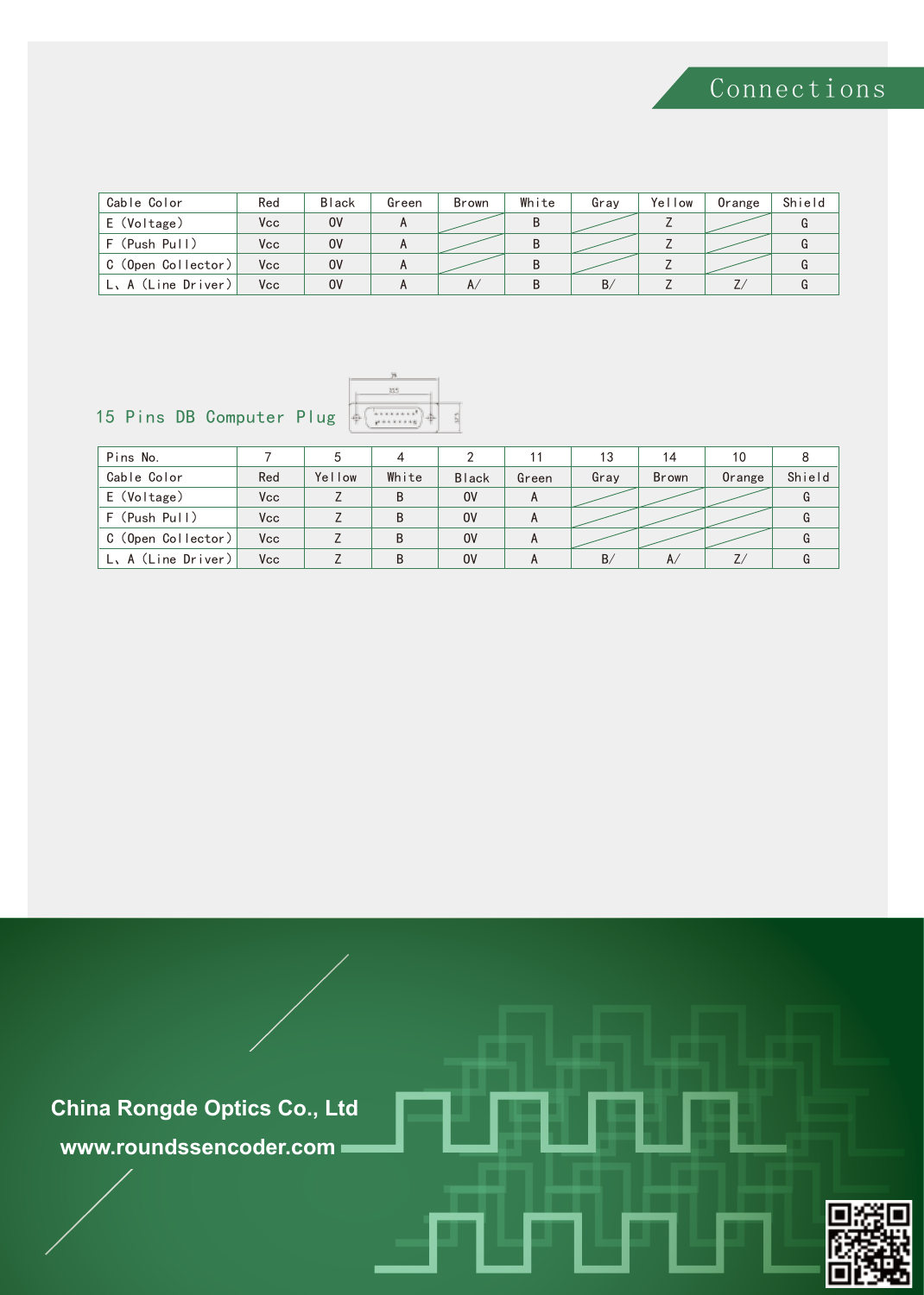## Connections

| Cable Color | Red | Black | Green | Brown | White | Gray | Yellow | Orange | Shield |
|---|---|---|---|---|---|---|---|---|---|
| E (Voltage) | Vcc | 0V | A | | B | | Z | | G |
| F (Push Pull) | Vcc | 0V | A | | B | | Z | | G |
| C (Open Collector) | Vcc | 0V | A | | B | | Z | | G |
| L、A (Line Driver) | Vcc | 0V | A | A/ | B | B/ | Z | Z/ | G |

### 15 Pins DB Computer Plug

| Pins No. | 7 | 5 | 4 | 2 | 11 | 13 | 14 | 10 | 8 |
|---|---|---|---|---|---|---|---|---|---|
| Cable Color | Red | Yellow | White | Black | Green | Gray | Brown | Orange | Shield |
| E (Voltage) | Vcc | Z | B | 0V | A | | | | G |
| F (Push Pull) | Vcc | Z | B | 0V | A | | | | G |
| C (Open Collector) | Vcc | Z | B | 0V | A | | | | G |
| L、A (Line Driver) | Vcc | Z | B | 0V | A | B/ | A/ | Z/ | G |

**China Rongde Optics Co., Ltd**

**www.roundssencoder.com**